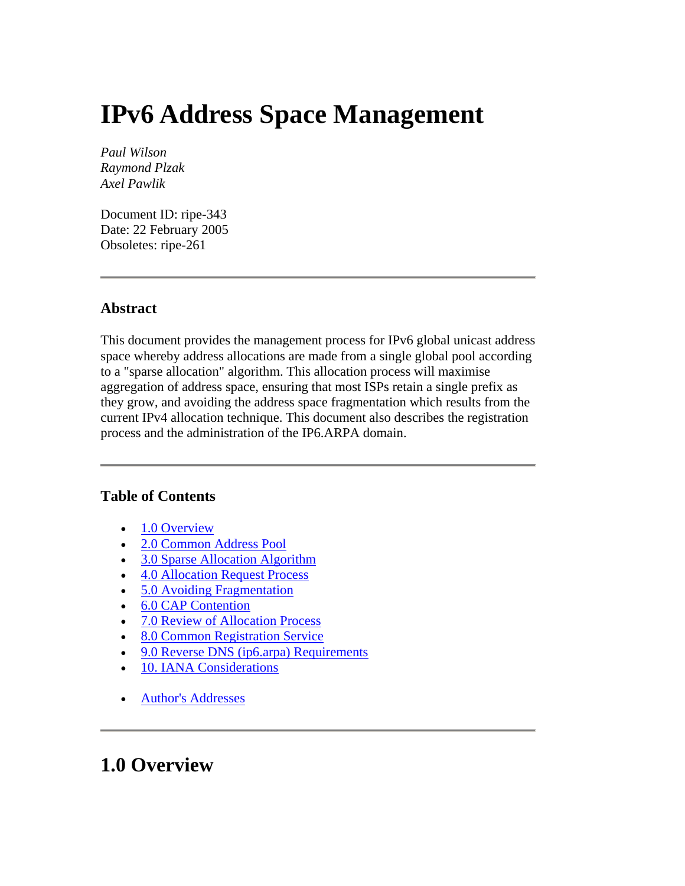# IPv6 Address Space Management

*Paul Wilson*
*Raymond Plzak*
*Axel Pawlik*

Document ID: ripe-343
Date: 22 February 2005
Obsoletes: ripe-261

---

### Abstract

This document provides the management process for IPv6 global unicast address space whereby address allocations are made from a single global pool according to a "sparse allocation" algorithm. This allocation process will maximise aggregation of address space, ensuring that most ISPs retain a single prefix as they grow, and avoiding the address space fragmentation which results from the current IPv4 allocation technique. This document also describes the registration process and the administration of the IP6.ARPA domain.

---

### Table of Contents

- 1.0 Overview
- 2.0 Common Address Pool
- 3.0 Sparse Allocation Algorithm
- 4.0 Allocation Request Process
- 5.0 Avoiding Fragmentation
- 6.0 CAP Contention
- 7.0 Review of Allocation Process
- 8.0 Common Registration Service
- 9.0 Reverse DNS (ip6.arpa) Requirements
- 10. IANA Considerations

- Author's Addresses

---

## 1.0 Overview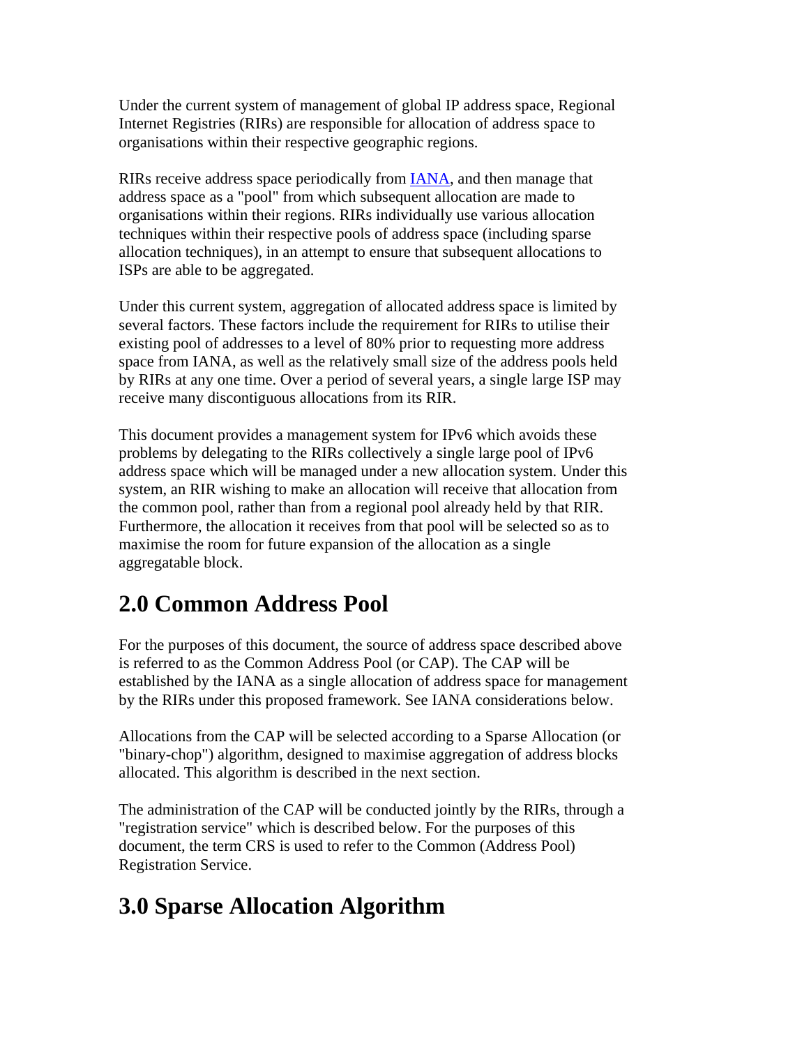Under the current system of management of global IP address space, Regional Internet Registries (RIRs) are responsible for allocation of address space to organisations within their respective geographic regions.

RIRs receive address space periodically from IANA, and then manage that address space as a "pool" from which subsequent allocation are made to organisations within their regions. RIRs individually use various allocation techniques within their respective pools of address space (including sparse allocation techniques), in an attempt to ensure that subsequent allocations to ISPs are able to be aggregated.

Under this current system, aggregation of allocated address space is limited by several factors. These factors include the requirement for RIRs to utilise their existing pool of addresses to a level of 80% prior to requesting more address space from IANA, as well as the relatively small size of the address pools held by RIRs at any one time. Over a period of several years, a single large ISP may receive many discontiguous allocations from its RIR.

This document provides a management system for IPv6 which avoids these problems by delegating to the RIRs collectively a single large pool of IPv6 address space which will be managed under a new allocation system. Under this system, an RIR wishing to make an allocation will receive that allocation from the common pool, rather than from a regional pool already held by that RIR. Furthermore, the allocation it receives from that pool will be selected so as to maximise the room for future expansion of the allocation as a single aggregatable block.

## 2.0 Common Address Pool

For the purposes of this document, the source of address space described above is referred to as the Common Address Pool (or CAP). The CAP will be established by the IANA as a single allocation of address space for management by the RIRs under this proposed framework. See IANA considerations below.

Allocations from the CAP will be selected according to a Sparse Allocation (or "binary-chop") algorithm, designed to maximise aggregation of address blocks allocated. This algorithm is described in the next section.

The administration of the CAP will be conducted jointly by the RIRs, through a "registration service" which is described below. For the purposes of this document, the term CRS is used to refer to the Common (Address Pool) Registration Service.

## 3.0 Sparse Allocation Algorithm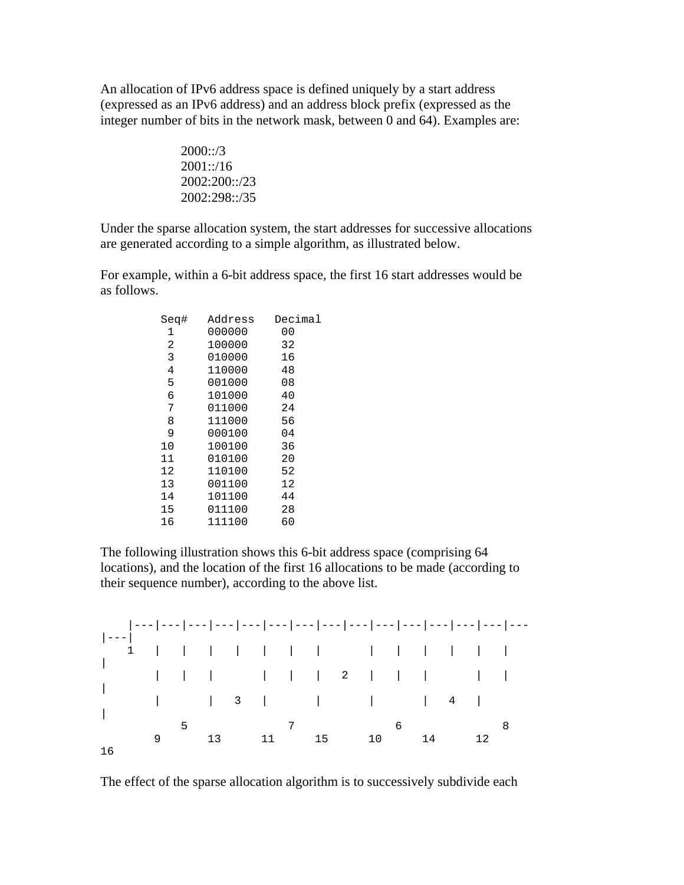An allocation of IPv6 address space is defined uniquely by a start address (expressed as an IPv6 address) and an address block prefix (expressed as the integer number of bits in the network mask, between 0 and 64). Examples are:

> 2000::/3
> 2001::/16
> 2002:200::/23
> 2002:298::/35

Under the sparse allocation system, the start addresses for successive allocations are generated according to a simple algorithm, as illustrated below.

For example, within a 6-bit address space, the first 16 start addresses would be as follows.

```
Seq#   Address   Decimal
 1     000000     00
 2     100000     32
 3     010000     16
 4     110000     48
 5     001000     08
 6     101000     40
 7     011000     24
 8     111000     56
 9     000100     04
10     100100     36
11     010100     20
12     110100     52
13     001100     12
14     101100     44
15     011100     28
16     111100     60
```

The following illustration shows this 6-bit address space (comprising 64 locations), and the location of the first 16 allocations to be made (according to their sequence number), according to the above list.

```
    |---|---|---|---|---|---|---|---|---|---|---|---|---|---|---
|---|
    1   |   |   |   |   |   |   |       |   |   |   |   |   |
|
        |   |   |       |   |   |   2   |   |   |       |   |
|
        |       |   3   |       |       |       |   4   |
|
            5               7               6               8
        9       13      11      15      10      14      12
16
```

The effect of the sparse allocation algorithm is to successively subdivide each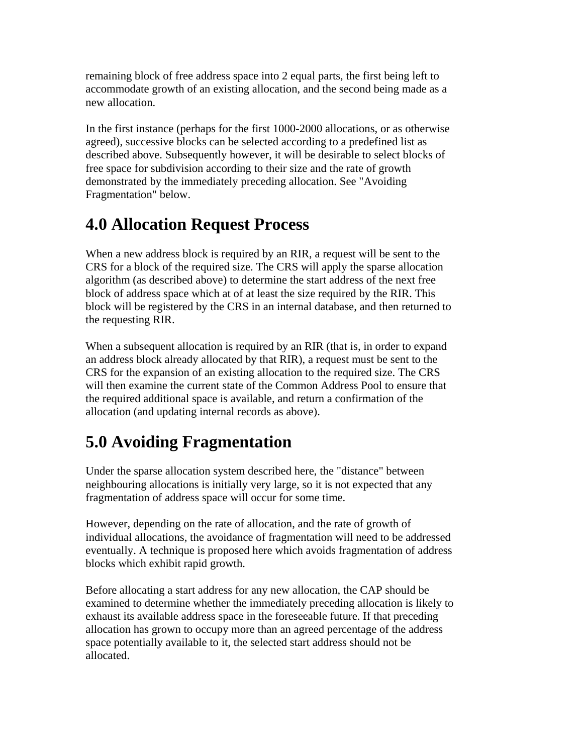remaining block of free address space into 2 equal parts, the first being left to accommodate growth of an existing allocation, and the second being made as a new allocation.

In the first instance (perhaps for the first 1000-2000 allocations, or as otherwise agreed), successive blocks can be selected according to a predefined list as described above. Subsequently however, it will be desirable to select blocks of free space for subdivision according to their size and the rate of growth demonstrated by the immediately preceding allocation. See "Avoiding Fragmentation" below.

# 4.0 Allocation Request Process

When a new address block is required by an RIR, a request will be sent to the CRS for a block of the required size. The CRS will apply the sparse allocation algorithm (as described above) to determine the start address of the next free block of address space which at of at least the size required by the RIR. This block will be registered by the CRS in an internal database, and then returned to the requesting RIR.

When a subsequent allocation is required by an RIR (that is, in order to expand an address block already allocated by that RIR), a request must be sent to the CRS for the expansion of an existing allocation to the required size. The CRS will then examine the current state of the Common Address Pool to ensure that the required additional space is available, and return a confirmation of the allocation (and updating internal records as above).

# 5.0 Avoiding Fragmentation

Under the sparse allocation system described here, the "distance" between neighbouring allocations is initially very large, so it is not expected that any fragmentation of address space will occur for some time.

However, depending on the rate of allocation, and the rate of growth of individual allocations, the avoidance of fragmentation will need to be addressed eventually. A technique is proposed here which avoids fragmentation of address blocks which exhibit rapid growth.

Before allocating a start address for any new allocation, the CAP should be examined to determine whether the immediately preceding allocation is likely to exhaust its available address space in the foreseeable future. If that preceding allocation has grown to occupy more than an agreed percentage of the address space potentially available to it, the selected start address should not be allocated.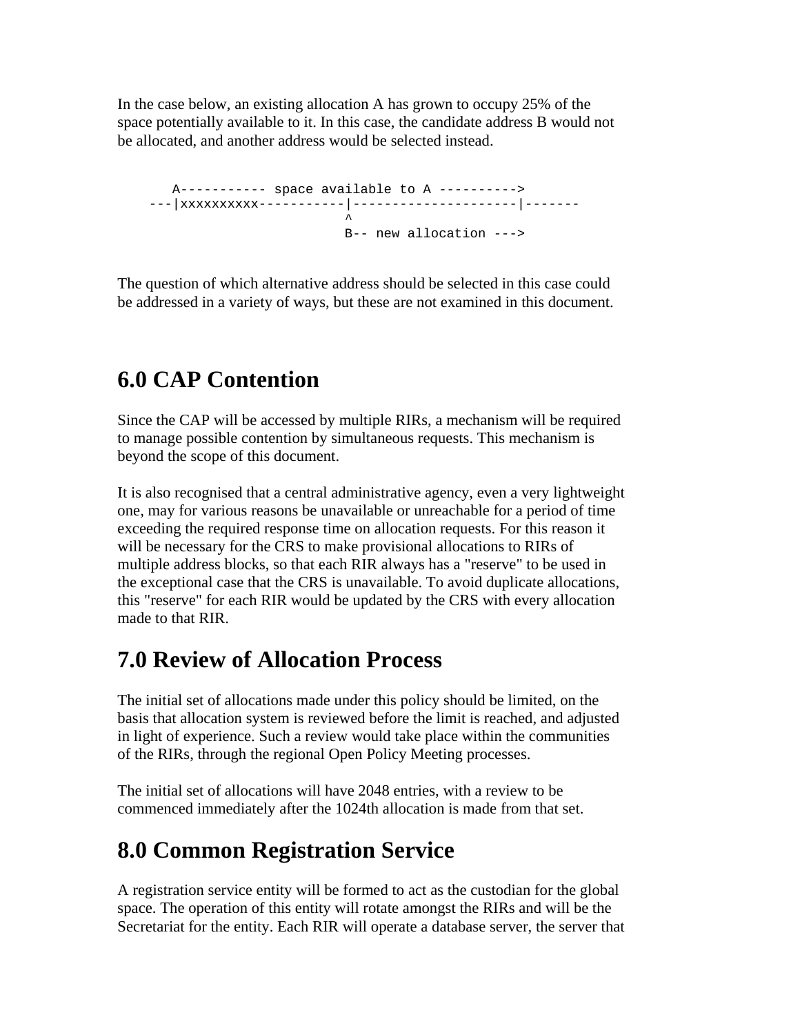In the case below, an existing allocation A has grown to occupy 25% of the space potentially available to it. In this case, the candidate address B would not be allocated, and another address would be selected instead.

```
      A----------- space available to A ---------->
   ---|xxxxxxxxxx-----------|---------------------|-------
                            ^
                            B-- new allocation --->
```

The question of which alternative address should be selected in this case could be addressed in a variety of ways, but these are not examined in this document.

## 6.0 CAP Contention

Since the CAP will be accessed by multiple RIRs, a mechanism will be required to manage possible contention by simultaneous requests. This mechanism is beyond the scope of this document.

It is also recognised that a central administrative agency, even a very lightweight one, may for various reasons be unavailable or unreachable for a period of time exceeding the required response time on allocation requests. For this reason it will be necessary for the CRS to make provisional allocations to RIRs of multiple address blocks, so that each RIR always has a "reserve" to be used in the exceptional case that the CRS is unavailable. To avoid duplicate allocations, this "reserve" for each RIR would be updated by the CRS with every allocation made to that RIR.

## 7.0 Review of Allocation Process

The initial set of allocations made under this policy should be limited, on the basis that allocation system is reviewed before the limit is reached, and adjusted in light of experience. Such a review would take place within the communities of the RIRs, through the regional Open Policy Meeting processes.

The initial set of allocations will have 2048 entries, with a review to be commenced immediately after the 1024th allocation is made from that set.

## 8.0 Common Registration Service

A registration service entity will be formed to act as the custodian for the global space. The operation of this entity will rotate amongst the RIRs and will be the Secretariat for the entity. Each RIR will operate a database server, the server that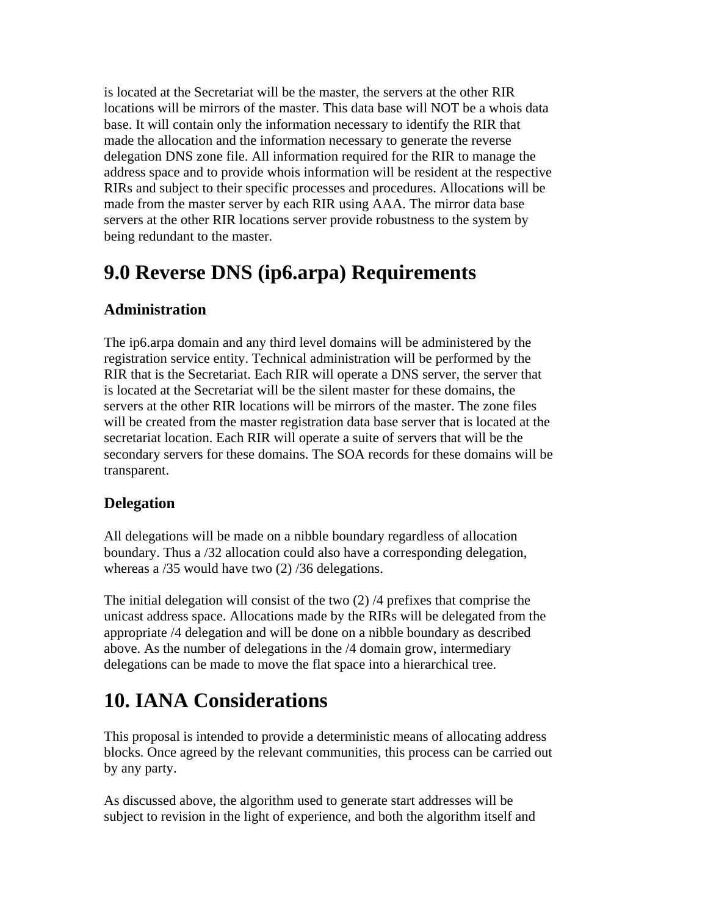is located at the Secretariat will be the master, the servers at the other RIR locations will be mirrors of the master. This data base will NOT be a whois data base. It will contain only the information necessary to identify the RIR that made the allocation and the information necessary to generate the reverse delegation DNS zone file. All information required for the RIR to manage the address space and to provide whois information will be resident at the respective RIRs and subject to their specific processes and procedures. Allocations will be made from the master server by each RIR using AAA. The mirror data base servers at the other RIR locations server provide robustness to the system by being redundant to the master.

# 9.0 Reverse DNS (ip6.arpa) Requirements

### Administration

The ip6.arpa domain and any third level domains will be administered by the registration service entity. Technical administration will be performed by the RIR that is the Secretariat. Each RIR will operate a DNS server, the server that is located at the Secretariat will be the silent master for these domains, the servers at the other RIR locations will be mirrors of the master. The zone files will be created from the master registration data base server that is located at the secretariat location. Each RIR will operate a suite of servers that will be the secondary servers for these domains. The SOA records for these domains will be transparent.

### Delegation

All delegations will be made on a nibble boundary regardless of allocation boundary. Thus a /32 allocation could also have a corresponding delegation, whereas a /35 would have two (2) /36 delegations.

The initial delegation will consist of the two (2) /4 prefixes that comprise the unicast address space. Allocations made by the RIRs will be delegated from the appropriate /4 delegation and will be done on a nibble boundary as described above. As the number of delegations in the /4 domain grow, intermediary delegations can be made to move the flat space into a hierarchical tree.

# 10. IANA Considerations

This proposal is intended to provide a deterministic means of allocating address blocks. Once agreed by the relevant communities, this process can be carried out by any party.

As discussed above, the algorithm used to generate start addresses will be subject to revision in the light of experience, and both the algorithm itself and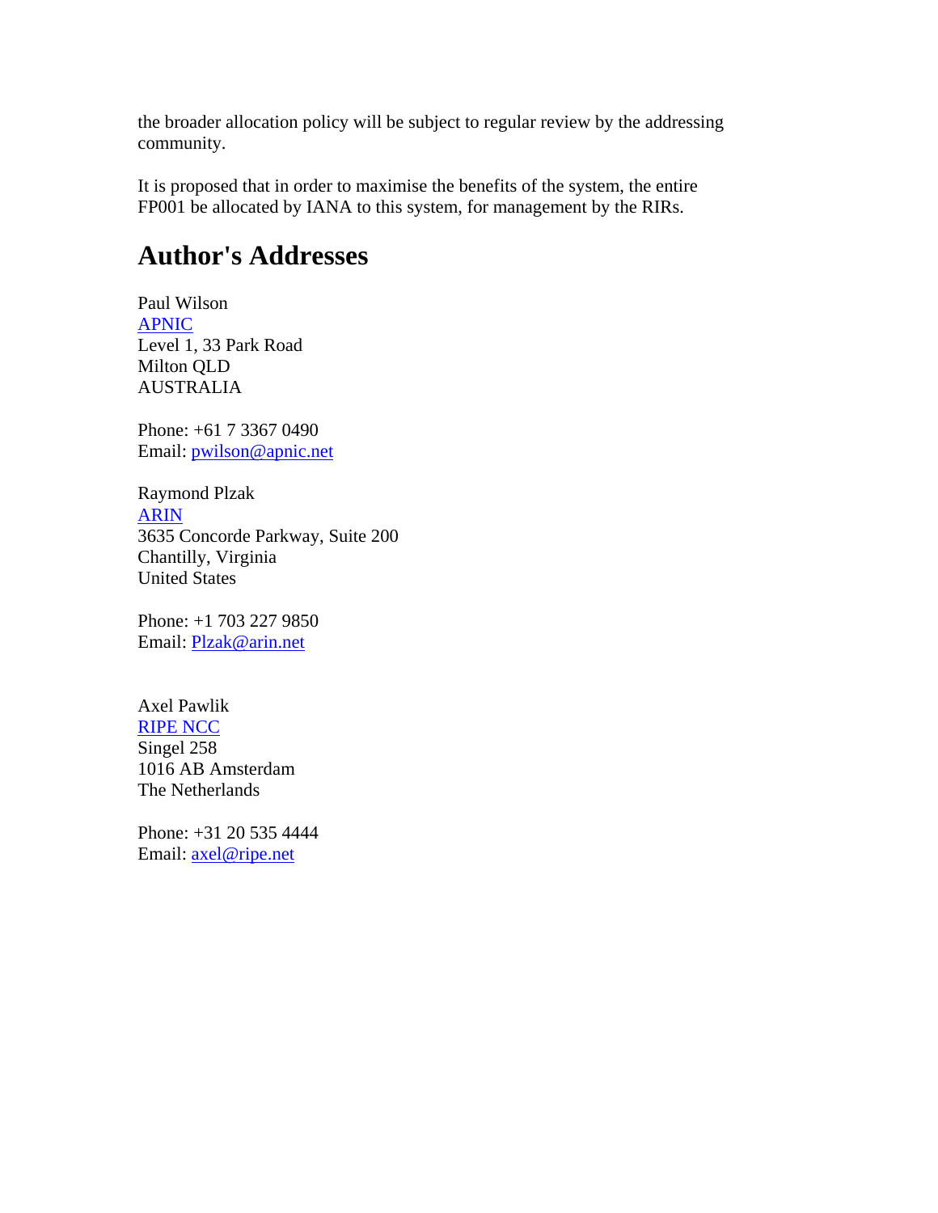the broader allocation policy will be subject to regular review by the addressing community.

It is proposed that in order to maximise the benefits of the system, the entire FP001 be allocated by IANA to this system, for management by the RIRs.

## Author's Addresses

Paul Wilson
APNIC
Level 1, 33 Park Road
Milton QLD
AUSTRALIA

Phone: +61 7 3367 0490
Email: pwilson@apnic.net

Raymond Plzak
ARIN
3635 Concorde Parkway, Suite 200
Chantilly, Virginia
United States

Phone: +1 703 227 9850
Email: Plzak@arin.net

Axel Pawlik
RIPE NCC
Singel 258
1016 AB Amsterdam
The Netherlands

Phone: +31 20 535 4444
Email: axel@ripe.net